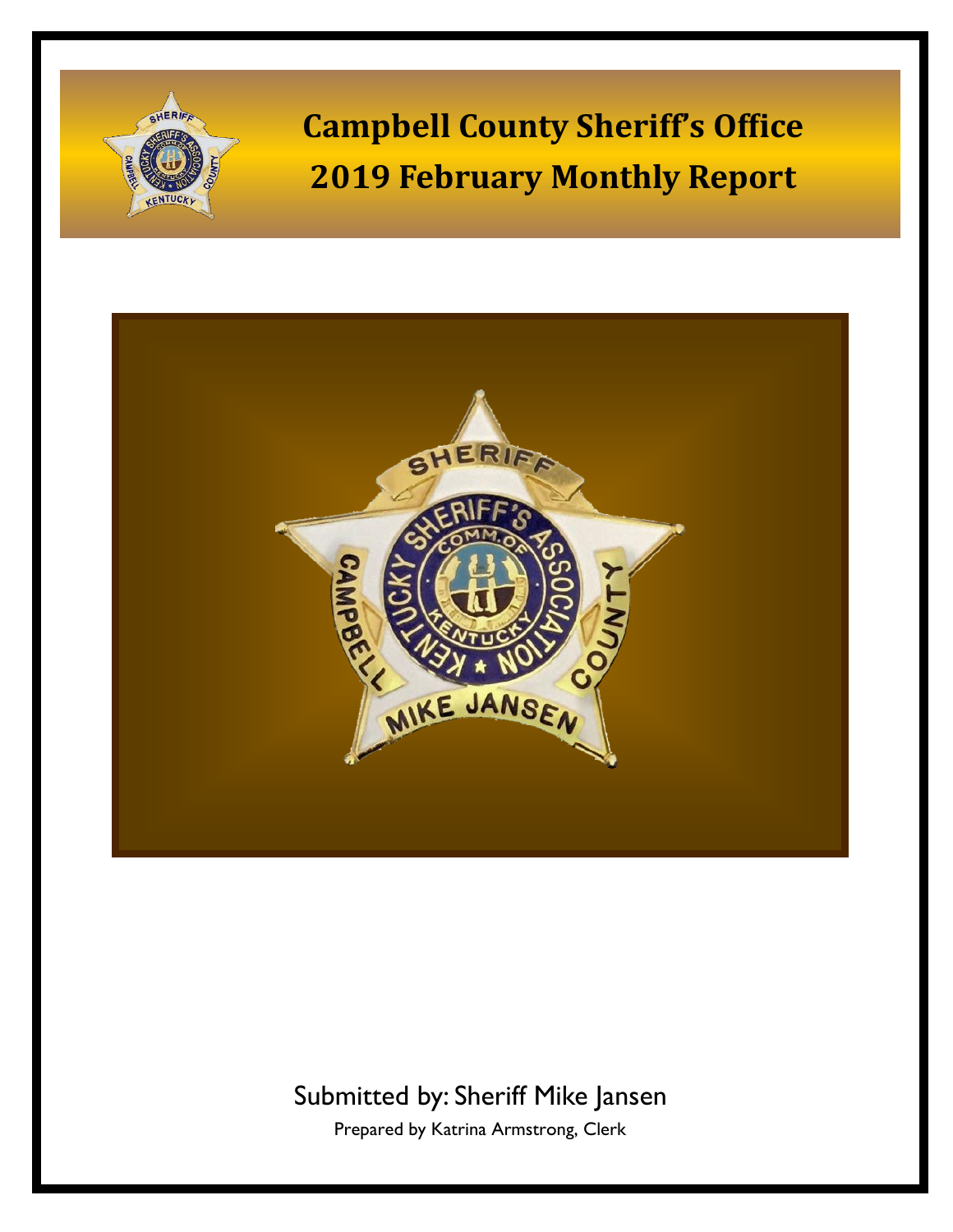# Campbell County Sheriff's Office
# 2019 February Monthly Report

Submitted by: Sheriff Mike Jansen

Prepared by Katrina Armstrong, Clerk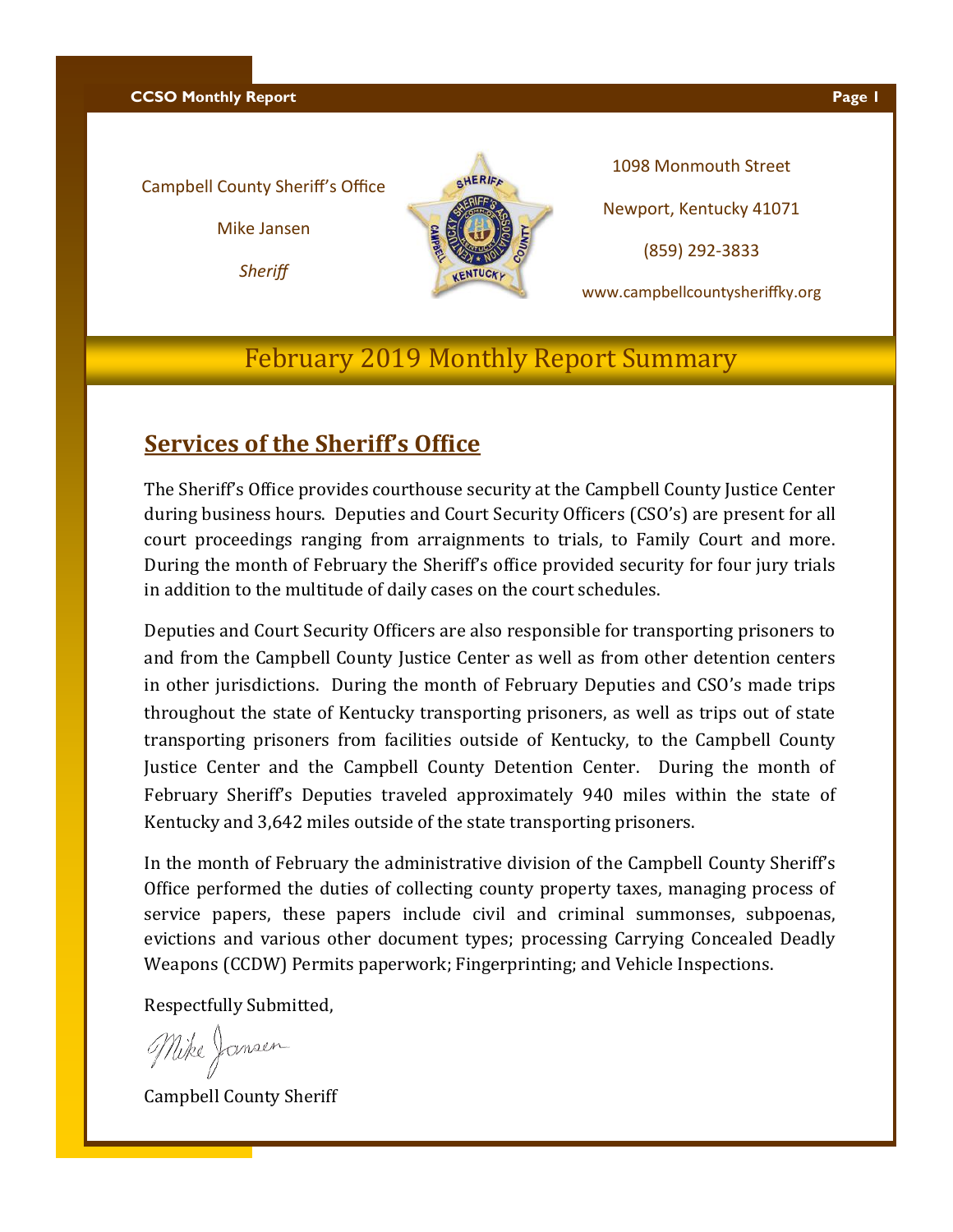Campbell County Sheriff's Office

Mike Jansen

*Sheriff*

1098 Monmouth Street

Newport, Kentucky 41071

(859) 292-3833

www.campbellcountysheriffky.org

# February 2019 Monthly Report Summary

## **Services of the Sheriff's Office**

The Sheriff's Office provides courthouse security at the Campbell County Justice Center during business hours. Deputies and Court Security Officers (CSO's) are present for all court proceedings ranging from arraignments to trials, to Family Court and more. During the month of February the Sheriff's office provided security for four jury trials in addition to the multitude of daily cases on the court schedules.

Deputies and Court Security Officers are also responsible for transporting prisoners to and from the Campbell County Justice Center as well as from other detention centers in other jurisdictions. During the month of February Deputies and CSO's made trips throughout the state of Kentucky transporting prisoners, as well as trips out of state transporting prisoners from facilities outside of Kentucky, to the Campbell County Justice Center and the Campbell County Detention Center. During the month of February Sheriff's Deputies traveled approximately 940 miles within the state of Kentucky and 3,642 miles outside of the state transporting prisoners.

In the month of February the administrative division of the Campbell County Sheriff's Office performed the duties of collecting county property taxes, managing process of service papers, these papers include civil and criminal summonses, subpoenas, evictions and various other document types; processing Carrying Concealed Deadly Weapons (CCDW) Permits paperwork; Fingerprinting; and Vehicle Inspections.

Respectfully Submitted,

Mike Jansen

Campbell County Sheriff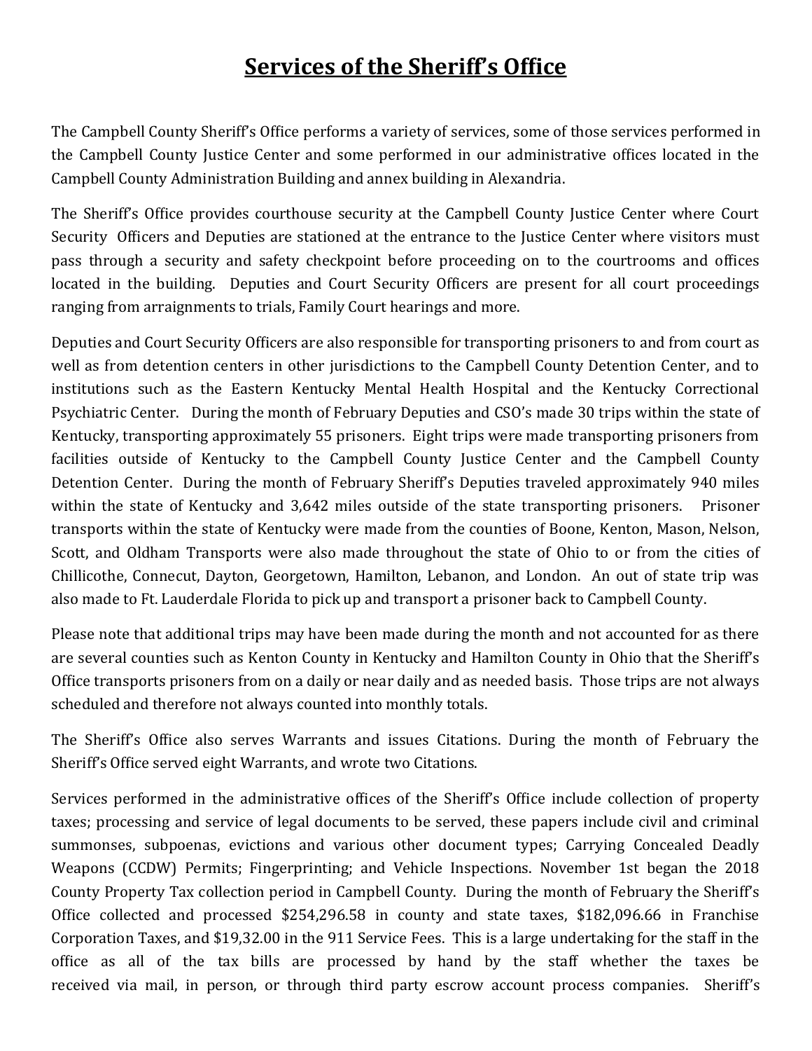# **Services of the Sheriff's Office**

The Campbell County Sheriff's Office performs a variety of services, some of those services performed in the Campbell County Justice Center and some performed in our administrative offices located in the Campbell County Administration Building and annex building in Alexandria.

The Sheriff's Office provides courthouse security at the Campbell County Justice Center where Court Security Officers and Deputies are stationed at the entrance to the Justice Center where visitors must pass through a security and safety checkpoint before proceeding on to the courtrooms and offices located in the building. Deputies and Court Security Officers are present for all court proceedings ranging from arraignments to trials, Family Court hearings and more.

Deputies and Court Security Officers are also responsible for transporting prisoners to and from court as well as from detention centers in other jurisdictions to the Campbell County Detention Center, and to institutions such as the Eastern Kentucky Mental Health Hospital and the Kentucky Correctional Psychiatric Center. During the month of February Deputies and CSO's made 30 trips within the state of Kentucky, transporting approximately 55 prisoners. Eight trips were made transporting prisoners from facilities outside of Kentucky to the Campbell County Justice Center and the Campbell County Detention Center. During the month of February Sheriff's Deputies traveled approximately 940 miles within the state of Kentucky and 3,642 miles outside of the state transporting prisoners. Prisoner transports within the state of Kentucky were made from the counties of Boone, Kenton, Mason, Nelson, Scott, and Oldham Transports were also made throughout the state of Ohio to or from the cities of Chillicothe, Connecut, Dayton, Georgetown, Hamilton, Lebanon, and London. An out of state trip was also made to Ft. Lauderdale Florida to pick up and transport a prisoner back to Campbell County.

Please note that additional trips may have been made during the month and not accounted for as there are several counties such as Kenton County in Kentucky and Hamilton County in Ohio that the Sheriff's Office transports prisoners from on a daily or near daily and as needed basis. Those trips are not always scheduled and therefore not always counted into monthly totals.

The Sheriff's Office also serves Warrants and issues Citations. During the month of February the Sheriff's Office served eight Warrants, and wrote two Citations.

Services performed in the administrative offices of the Sheriff's Office include collection of property taxes; processing and service of legal documents to be served, these papers include civil and criminal summonses, subpoenas, evictions and various other document types; Carrying Concealed Deadly Weapons (CCDW) Permits; Fingerprinting; and Vehicle Inspections. November 1st began the 2018 County Property Tax collection period in Campbell County. During the month of February the Sheriff's Office collected and processed $254,296.58 in county and state taxes, $182,096.66 in Franchise Corporation Taxes, and $19,32.00 in the 911 Service Fees. This is a large undertaking for the staff in the office as all of the tax bills are processed by hand by the staff whether the taxes be received via mail, in person, or through third party escrow account process companies. Sheriff's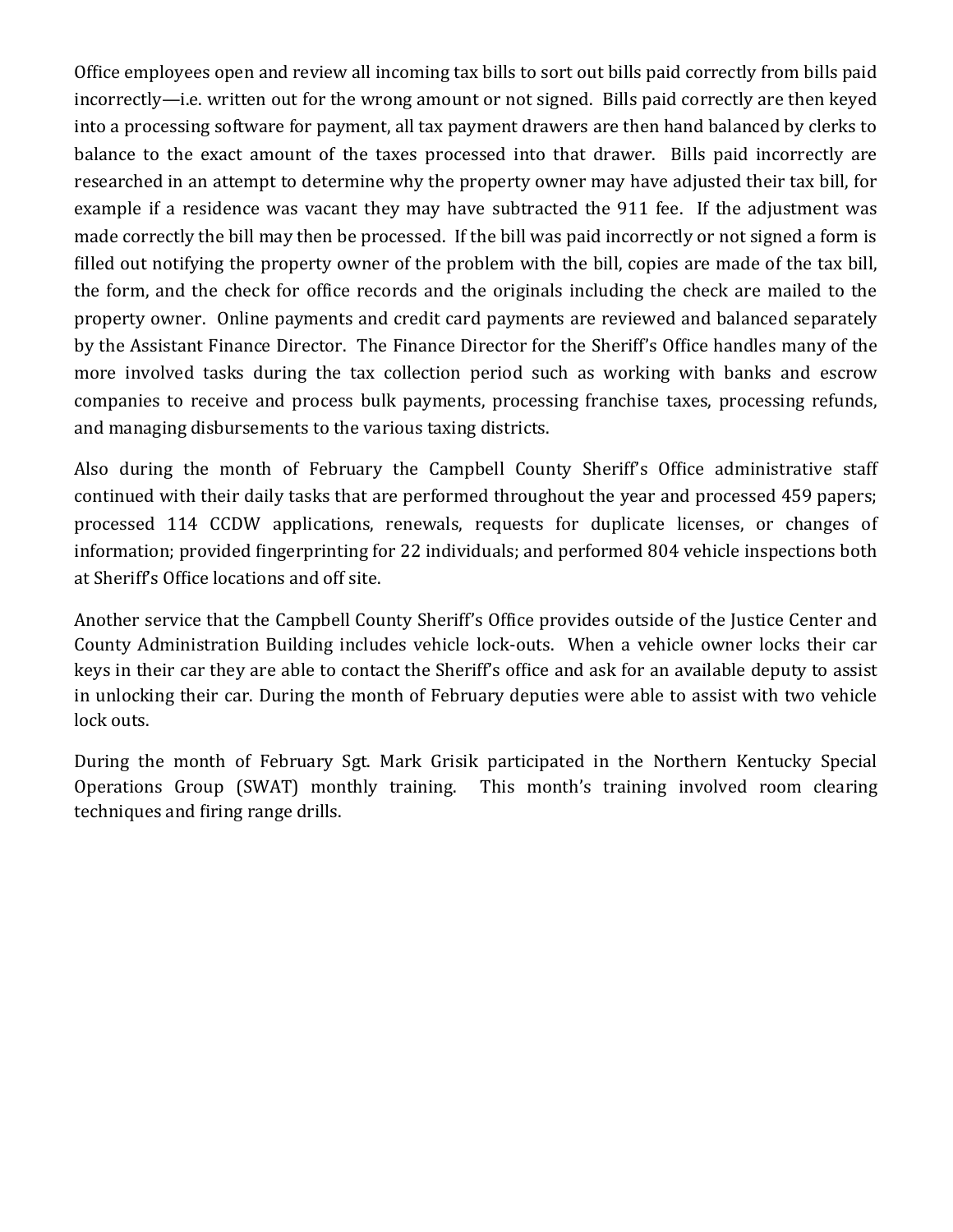Office employees open and review all incoming tax bills to sort out bills paid correctly from bills paid incorrectly—i.e. written out for the wrong amount or not signed. Bills paid correctly are then keyed into a processing software for payment, all tax payment drawers are then hand balanced by clerks to balance to the exact amount of the taxes processed into that drawer. Bills paid incorrectly are researched in an attempt to determine why the property owner may have adjusted their tax bill, for example if a residence was vacant they may have subtracted the 911 fee. If the adjustment was made correctly the bill may then be processed. If the bill was paid incorrectly or not signed a form is filled out notifying the property owner of the problem with the bill, copies are made of the tax bill, the form, and the check for office records and the originals including the check are mailed to the property owner. Online payments and credit card payments are reviewed and balanced separately by the Assistant Finance Director. The Finance Director for the Sheriff's Office handles many of the more involved tasks during the tax collection period such as working with banks and escrow companies to receive and process bulk payments, processing franchise taxes, processing refunds, and managing disbursements to the various taxing districts.

Also during the month of February the Campbell County Sheriff's Office administrative staff continued with their daily tasks that are performed throughout the year and processed 459 papers; processed 114 CCDW applications, renewals, requests for duplicate licenses, or changes of information; provided fingerprinting for 22 individuals; and performed 804 vehicle inspections both at Sheriff's Office locations and off site.

Another service that the Campbell County Sheriff's Office provides outside of the Justice Center and County Administration Building includes vehicle lock-outs. When a vehicle owner locks their car keys in their car they are able to contact the Sheriff's office and ask for an available deputy to assist in unlocking their car. During the month of February deputies were able to assist with two vehicle lock outs.

During the month of February Sgt. Mark Grisik participated in the Northern Kentucky Special Operations Group (SWAT) monthly training. This month's training involved room clearing techniques and firing range drills.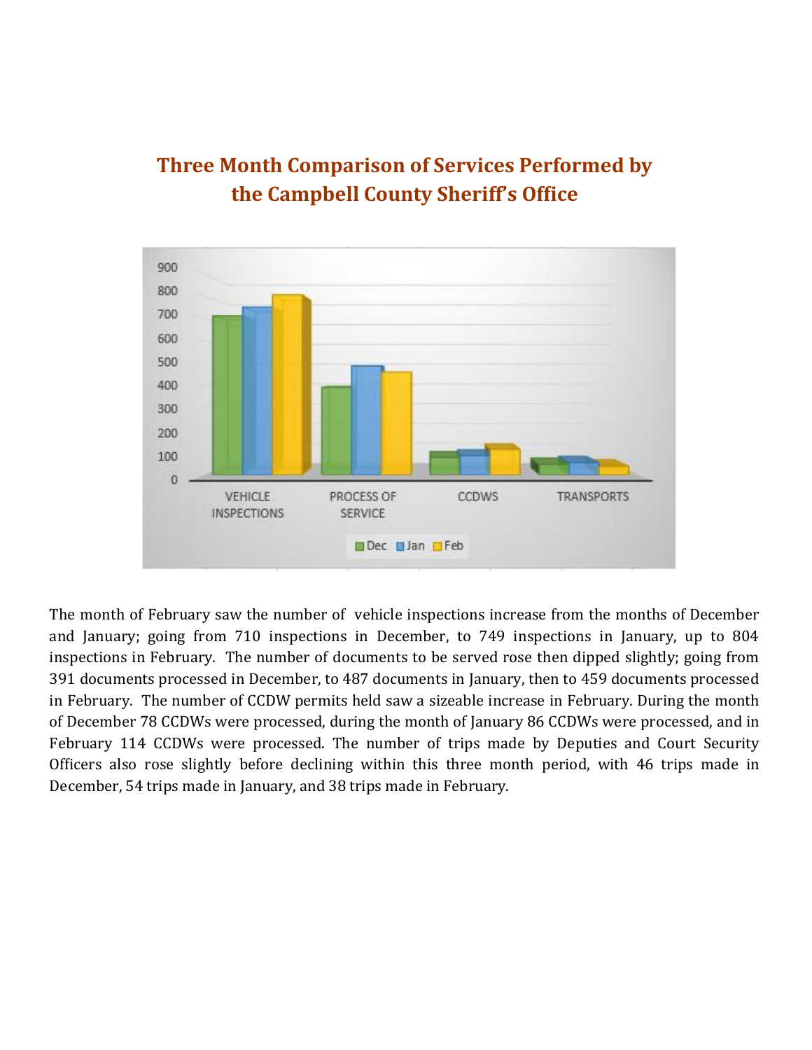## Three Month Comparison of Services Performed by the Campbell County Sheriff's Office

The month of February saw the number of vehicle inspections increase from the months of December and January; going from 710 inspections in December, to 749 inspections in January, up to 804 inspections in February. The number of documents to be served rose then dipped slightly; going from 391 documents processed in December, to 487 documents in January, then to 459 documents processed in February. The number of CCDW permits held saw a sizeable increase in February. During the month of December 78 CCDWs were processed, during the month of January 86 CCDWs were processed, and in February 114 CCDWs were processed. The number of trips made by Deputies and Court Security Officers also rose slightly before declining within this three month period, with 46 trips made in December, 54 trips made in January, and 38 trips made in February.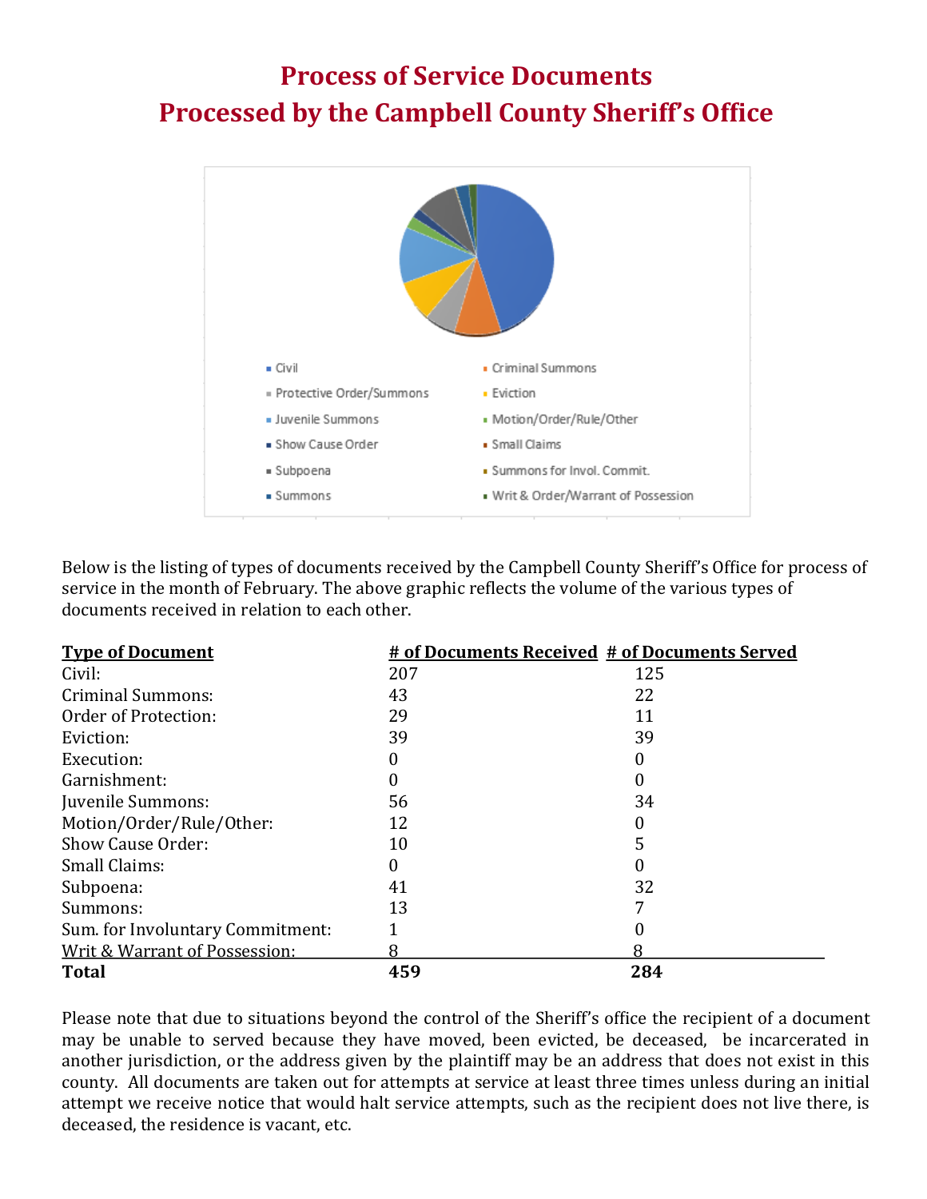# Process of Service Documents
# Processed by the Campbell County Sheriff's Office

Civil | Criminal Summons | Protective Order/Summons | Eviction | Juvenile Summons | Motion/Order/Rule/Other | Show Cause Order | Small Claims | Subpoena | Summons for Invol. Commit. | Summons | Writ & Order/Warrant of Possession

Below is the listing of types of documents received by the Campbell County Sheriff's Office for process of service in the month of February. The above graphic reflects the volume of the various types of documents received in relation to each other.

| Type of Document | # of Documents Received | # of Documents Served |
|---|---|---|
| Civil: | 207 | 125 |
| Criminal Summons: | 43 | 22 |
| Order of Protection: | 29 | 11 |
| Eviction: | 39 | 39 |
| Execution: | 0 | 0 |
| Garnishment: | 0 | 0 |
| Juvenile Summons: | 56 | 34 |
| Motion/Order/Rule/Other: | 12 | 0 |
| Show Cause Order: | 10 | 5 |
| Small Claims: | 0 | 0 |
| Subpoena: | 41 | 32 |
| Summons: | 13 | 7 |
| Sum. for Involuntary Commitment: | 1 | 0 |
| Writ & Warrant of Possession: | 8 | 8 |
| **Total** | **459** | **284** |

Please note that due to situations beyond the control of the Sheriff's office the recipient of a document may be unable to served because they have moved, been evicted, be deceased, be incarcerated in another jurisdiction, or the address given by the plaintiff may be an address that does not exist in this county. All documents are taken out for attempts at service at least three times unless during an initial attempt we receive notice that would halt service attempts, such as the recipient does not live there, is deceased, the residence is vacant, etc.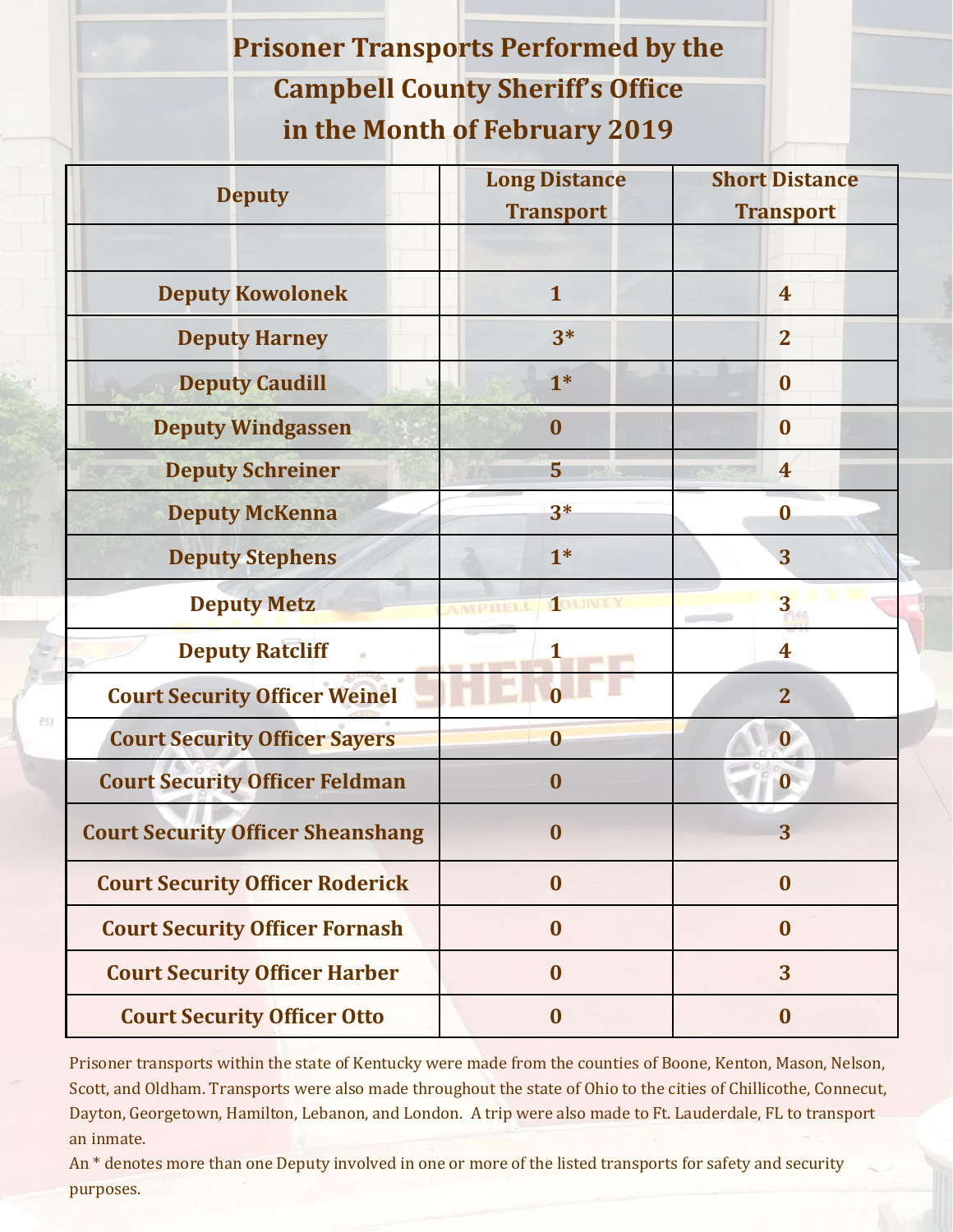# Prisoner Transports Performed by the Campbell County Sheriff's Office in the Month of February 2019

| Deputy | Long Distance Transport | Short Distance Transport |
|---|---|---|
| | | |
| Deputy Kowolonek | 1 | 4 |
| Deputy Harney | 3* | 2 |
| Deputy Caudill | 1* | 0 |
| Deputy Windgassen | 0 | 0 |
| Deputy Schreiner | 5 | 4 |
| Deputy McKenna | 3* | 0 |
| Deputy Stephens | 1* | 3 |
| Deputy Metz | 1 | 3 |
| Deputy Ratcliff | 1 | 4 |
| Court Security Officer Weinel | 0 | 2 |
| Court Security Officer Sayers | 0 | 0 |
| Court Security Officer Feldman | 0 | 0 |
| Court Security Officer Sheanshang | 0 | 3 |
| Court Security Officer Roderick | 0 | 0 |
| Court Security Officer Fornash | 0 | 0 |
| Court Security Officer Harber | 0 | 3 |
| Court Security Officer Otto | 0 | 0 |

Prisoner transports within the state of Kentucky were made from the counties of Boone, Kenton, Mason, Nelson, Scott, and Oldham. Transports were also made throughout the state of Ohio to the cities of Chillicothe, Connecut, Dayton, Georgetown, Hamilton, Lebanon, and London. A trip were also made to Ft. Lauderdale, FL to transport an inmate.

An * denotes more than one Deputy involved in one or more of the listed transports for safety and security purposes.